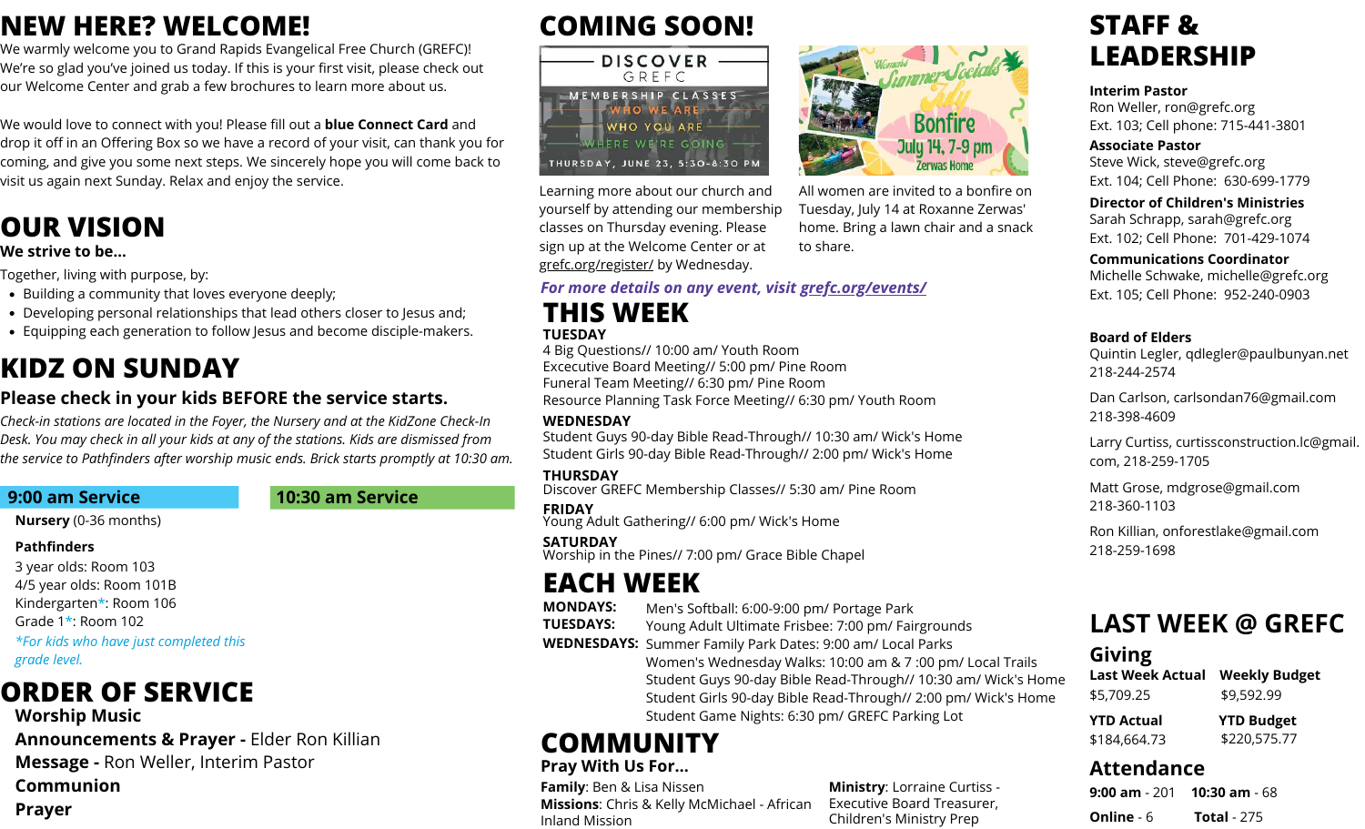# NEW HERE? WELCOME!

We warmly welcome you to Grand Rapids Evangelical Free Church (GREFC)! We're so glad you've joined us today. If this is your first visit, please check out our Welcome Center and grab a few brochures to learn more about us.

We would love to connect with you! Please fill out a **blue Connect Card** and drop it off in an Offering Box so we have a record of your visit, can thank you for coming, and give you some next steps. We sincerely hope you will come back to visit us again next Sunday. Relax and enjoy the service.

# OUR VISION

**We strive to be...**

Together, living with purpose, by:

- Building a community that loves everyone deeply;
- Developing personal relationships that lead others closer to Jesus and;
- Equipping each generation to follow Jesus and become disciple-makers.

# KIDZ ON SUNDAY

## Please check in your kids BEFORE the service starts.

*Check-in stations are located in the Foyer, the Nursery and at the KidZone Check-In Desk. You may check in all your kids at any of the stations. Kids are dismissed from the service to Pathfinders after worship music ends. Brick starts promptly at 10:30 am.*

| 9:00 am Service | 10:30 am Service |
|---|---|

**Nursery** (0-36 months)

**Pathfinders**

3 year olds: Room 103
4/5 year olds: Room 101B
Kindergarten*: Room 106
Grade 1*: Room 102

*\*For kids who have just completed this grade level.*

# ORDER OF SERVICE

**Worship Music**
**Announcements & Prayer -** Elder Ron Killian
**Message -** Ron Weller, Interim Pastor
**Communion**
**Prayer**

# COMING SOON!

DISCOVER GREFC
MEMBERSHIP CLASSES
WHO WE ARE
WHO YOU ARE
WHERE WE'RE GOING
THURSDAY, JUNE 23, 5:30-8:30 PM

Learning more about our church and yourself by attending our membership classes on Thursday evening. Please sign up at the Welcome Center or at grefc.org/register/ by Wednesday.

Women's Summer Socials July
Bonfire
July 14, 7-9 pm
Zerwas Home

All women are invited to a bonfire on Tuesday, July 14 at Roxanne Zerwas' home. Bring a lawn chair and a snack to share.

***For more details on any event, visit grefc.org/events/***

# THIS WEEK

**TUESDAY**
4 Big Questions// 10:00 am/ Youth Room
Excecutive Board Meeting// 5:00 pm/ Pine Room
Funeral Team Meeting// 6:30 pm/ Pine Room
Resource Planning Task Force Meeting// 6:30 pm/ Youth Room

**WEDNESDAY**
Student Guys 90-day Bible Read-Through// 10:30 am/ Wick's Home
Student Girls 90-day Bible Read-Through// 2:00 pm/ Wick's Home

**THURSDAY**
Discover GREFC Membership Classes// 5:30 am/ Pine Room

**FRIDAY**
Young Adult Gathering// 6:00 pm/ Wick's Home

**SATURDAY**
Worship in the Pines// 7:00 pm/ Grace Bible Chapel

# EACH WEEK

**MONDAYS:** Men's Softball: 6:00-9:00 pm/ Portage Park
**TUESDAYS:** Young Adult Ultimate Frisbee: 7:00 pm/ Fairgrounds
**WEDNESDAYS:** Summer Family Park Dates: 9:00 am/ Local Parks
Women's Wednesday Walks: 10:00 am & 7 :00 pm/ Local Trails
Student Guys 90-day Bible Read-Through// 10:30 am/ Wick's Home
Student Girls 90-day Bible Read-Through// 2:00 pm/ Wick's Home
Student Game Nights: 6:30 pm/ GREFC Parking Lot

# COMMUNITY

## Pray With Us For...

**Family**: Ben & Lisa Nissen
**Missions**: Chris & Kelly McMichael - African Inland Mission
**Ministry**: Lorraine Curtiss - Executive Board Treasurer, Children's Ministry Prep

# STAFF & LEADERSHIP

**Interim Pastor**
Ron Weller, ron@grefc.org
Ext. 103; Cell phone: 715-441-3801

**Associate Pastor**
Steve Wick, steve@grefc.org
Ext. 104; Cell Phone: 630-699-1779

**Director of Children's Ministries**
Sarah Schrapp, sarah@grefc.org
Ext. 102; Cell Phone: 701-429-1074

**Communications Coordinator**
Michelle Schwake, michelle@grefc.org
Ext. 105; Cell Phone: 952-240-0903

**Board of Elders**
Quintin Legler, qdlegler@paulbunyan.net
218-244-2574

Dan Carlson, carlsondan76@gmail.com
218-398-4609

Larry Curtiss, curtissconstruction.lc@gmail.com, 218-259-1705

Matt Grose, mdgrose@gmail.com
218-360-1103

Ron Killian, onforestlake@gmail.com
218-259-1698

# LAST WEEK @ GREFC

## Giving

| Last Week Actual | Weekly Budget |
|---|---|
| $5,709.25 | $9,592.99 |
| **YTD Actual** | **YTD Budget** |
| $184,664.73 | $220,575.77 |

## Attendance

**9:00 am** - 201 **10:30 am** - 68
**Online** - 6 **Total** - 275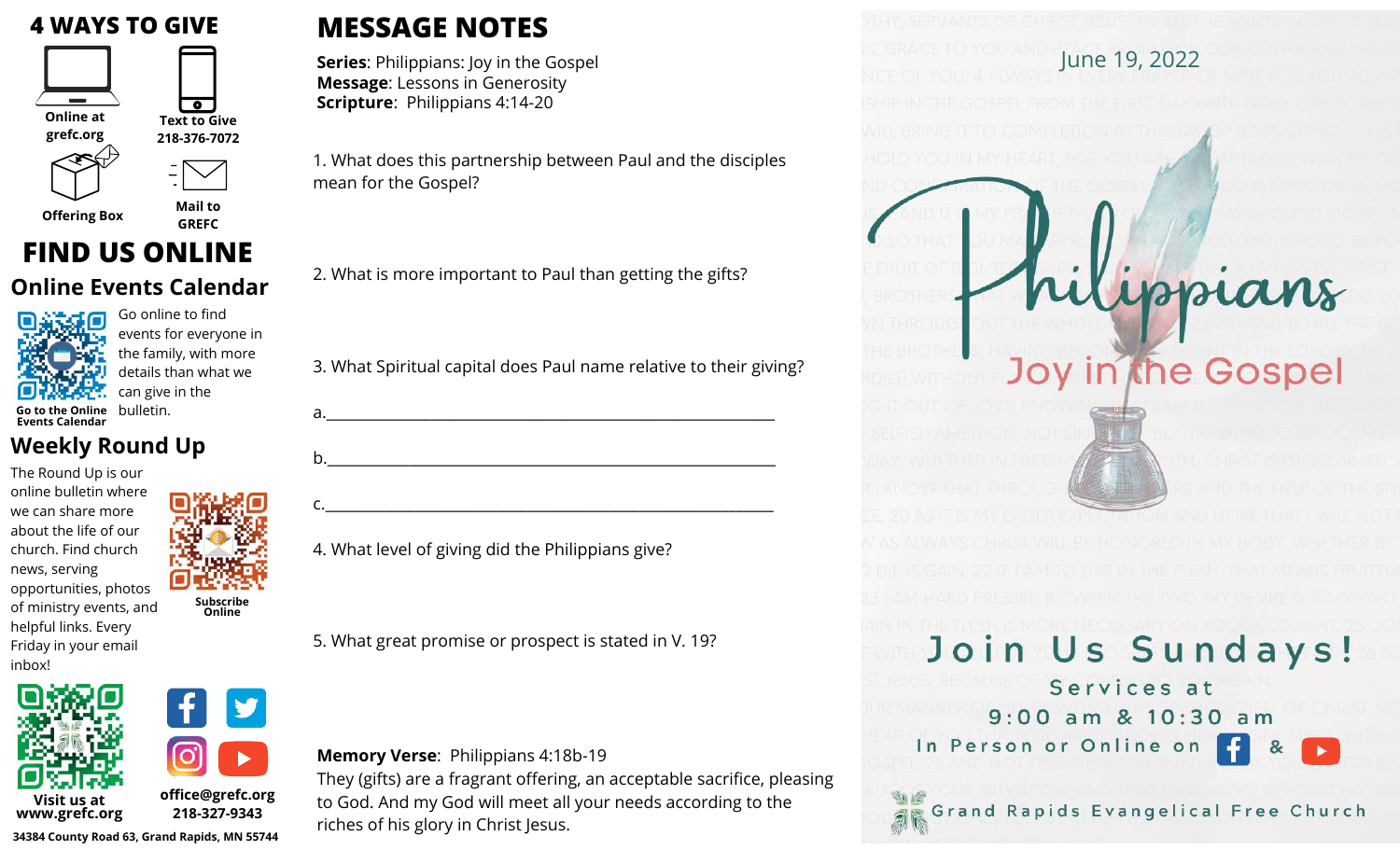# 4 WAYS TO GIVE

Online at grefc.org

Text to Give 218-376-7072

Offering Box

Mail to GREFC

# FIND US ONLINE

## Online Events Calendar

Go online to find events for everyone in the family, with more details than what we can give in the bulletin.

Go to the Online Events Calendar

## Weekly Round Up

The Round Up is our online bulletin where we can share more about the life of our church. Find church news, serving opportunities, photos of ministry events, and helpful links. Every Friday in your email inbox!

Subscribe Online

Visit us at www.grefc.org

office@grefc.org
218-327-9343

34384 County Road 63, Grand Rapids, MN 55744

# MESSAGE NOTES

**Series**: Philippians: Joy in the Gospel
**Message**: Lessons in Generosity
**Scripture**: Philippians 4:14-20

1. What does this partnership between Paul and the disciples mean for the Gospel?

2. What is more important to Paul than getting the gifts?

3. What Spiritual capital does Paul name relative to their giving?

a.\_\_\_\_\_\_\_\_\_\_\_\_\_\_\_\_\_\_\_\_\_\_\_\_\_\_\_\_\_\_\_\_\_\_\_\_\_\_\_\_\_\_\_\_\_\_\_\_\_\_\_\_

b.\_\_\_\_\_\_\_\_\_\_\_\_\_\_\_\_\_\_\_\_\_\_\_\_\_\_\_\_\_\_\_\_\_\_\_\_\_\_\_\_\_\_\_\_\_\_\_\_\_\_\_\_

c.\_\_\_\_\_\_\_\_\_\_\_\_\_\_\_\_\_\_\_\_\_\_\_\_\_\_\_\_\_\_\_\_\_\_\_\_\_\_\_\_\_\_\_\_\_\_\_\_\_\_\_\_

4. What level of giving did the Philippians give?

5. What great promise or prospect is stated in V. 19?

**Memory Verse**: Philippians 4:18b-19
They (gifts) are a fragrant offering, an acceptable sacrifice, pleasing to God. And my God will meet all your needs according to the riches of his glory in Christ Jesus.

June 19, 2022

# Philippians

## Joy in the Gospel

**Join Us Sundays!**

Services at
9:00 am & 10:30 am
In Person or Online on Facebook & YouTube

Grand Rapids Evangelical Free Church